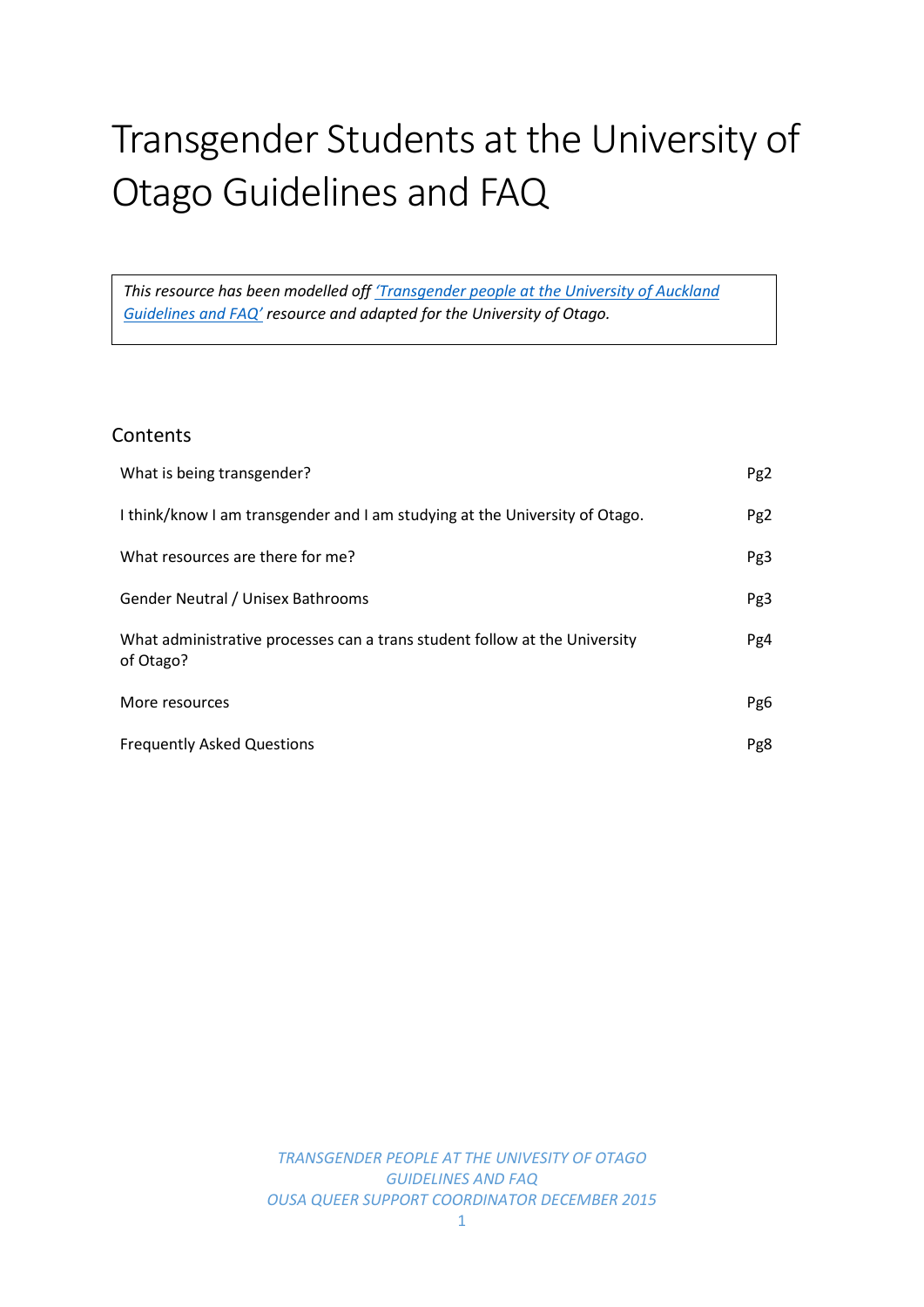# Transgender Students at the University of Otago Guidelines and FAQ

*This resource has been modelled off 'Transgender people at the University of Auckland Guidelines and FAQ' resource and adapted for the University of Otago.*

## Contents

| | |
|---|---|
| What is being transgender? | Pg2 |
| I think/know I am transgender and I am studying at the University of Otago. | Pg2 |
| What resources are there for me? | Pg3 |
| Gender Neutral / Unisex Bathrooms | Pg3 |
| What administrative processes can a trans student follow at the University of Otago? | Pg4 |
| More resources | Pg6 |
| Frequently Asked Questions | Pg8 |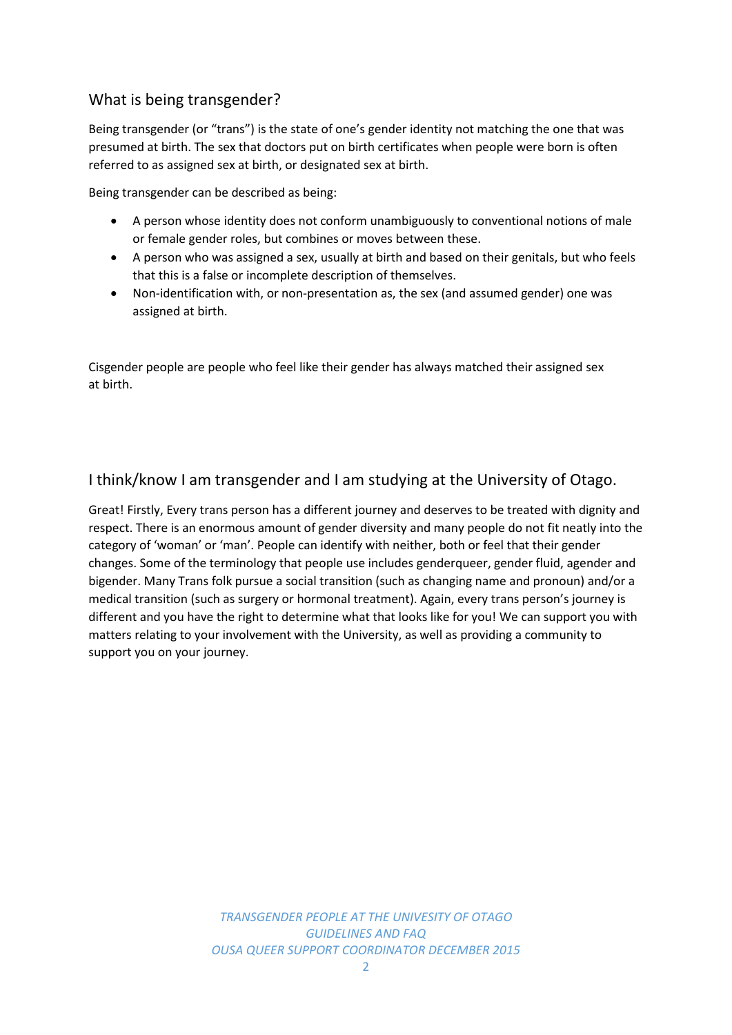## What is being transgender?

Being transgender (or "trans") is the state of one's gender identity not matching the one that was presumed at birth. The sex that doctors put on birth certificates when people were born is often referred to as assigned sex at birth, or designated sex at birth.

Being transgender can be described as being:

- A person whose identity does not conform unambiguously to conventional notions of male or female gender roles, but combines or moves between these.
- A person who was assigned a sex, usually at birth and based on their genitals, but who feels that this is a false or incomplete description of themselves.
- Non-identification with, or non-presentation as, the sex (and assumed gender) one was assigned at birth.

Cisgender people are people who feel like their gender has always matched their assigned sex at birth.

## I think/know I am transgender and I am studying at the University of Otago.

Great! Firstly, Every trans person has a different journey and deserves to be treated with dignity and respect. There is an enormous amount of gender diversity and many people do not fit neatly into the category of 'woman' or 'man'. People can identify with neither, both or feel that their gender changes. Some of the terminology that people use includes genderqueer, gender fluid, agender and bigender. Many Trans folk pursue a social transition (such as changing name and pronoun) and/or a medical transition (such as surgery or hormonal treatment). Again, every trans person's journey is different and you have the right to determine what that looks like for you! We can support you with matters relating to your involvement with the University, as well as providing a community to support you on your journey.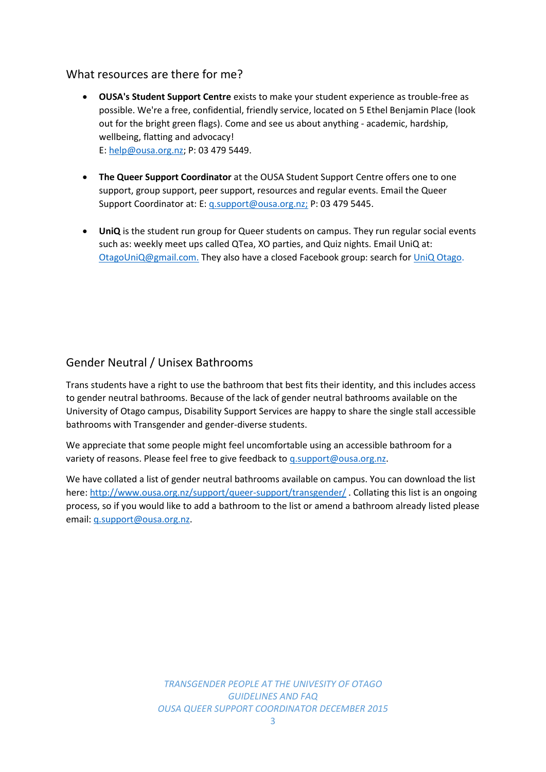## What resources are there for me?

- **OUSA's Student Support Centre** exists to make your student experience as trouble-free as possible. We're a free, confidential, friendly service, located on 5 Ethel Benjamin Place (look out for the bright green flags). Come and see us about anything - academic, hardship, wellbeing, flatting and advocacy!
  E: help@ousa.org.nz; P: 03 479 5449.

- **The Queer Support Coordinator** at the OUSA Student Support Centre offers one to one support, group support, peer support, resources and regular events. Email the Queer Support Coordinator at: E: q.support@ousa.org.nz; P: 03 479 5445.

- **UniQ** is the student run group for Queer students on campus. They run regular social events such as: weekly meet ups called QTea, XO parties, and Quiz nights. Email UniQ at: OtagoUniQ@gmail.com. They also have a closed Facebook group: search for UniQ Otago.

## Gender Neutral / Unisex Bathrooms

Trans students have a right to use the bathroom that best fits their identity, and this includes access to gender neutral bathrooms. Because of the lack of gender neutral bathrooms available on the University of Otago campus, Disability Support Services are happy to share the single stall accessible bathrooms with Transgender and gender-diverse students.

We appreciate that some people might feel uncomfortable using an accessible bathroom for a variety of reasons. Please feel free to give feedback to q.support@ousa.org.nz.

We have collated a list of gender neutral bathrooms available on campus. You can download the list here: http://www.ousa.org.nz/support/queer-support/transgender/ . Collating this list is an ongoing process, so if you would like to add a bathroom to the list or amend a bathroom already listed please email: q.support@ousa.org.nz.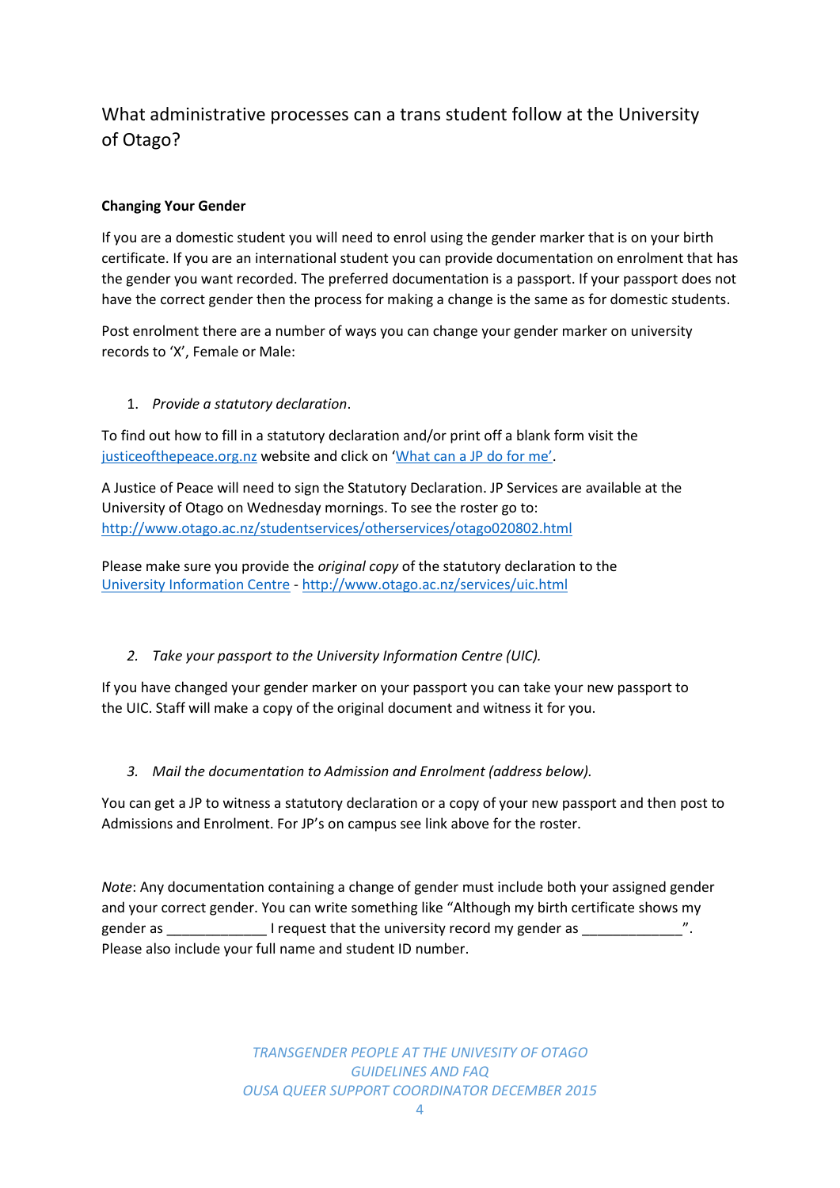## What administrative processes can a trans student follow at the University of Otago?

**Changing Your Gender**

If you are a domestic student you will need to enrol using the gender marker that is on your birth certificate. If you are an international student you can provide documentation on enrolment that has the gender you want recorded. The preferred documentation is a passport. If your passport does not have the correct gender then the process for making a change is the same as for domestic students.

Post enrolment there are a number of ways you can change your gender marker on university records to 'X', Female or Male:

1. *Provide a statutory declaration*.

To find out how to fill in a statutory declaration and/or print off a blank form visit the [justiceofthepeace.org.nz](justiceofthepeace.org.nz) website and click on '[What can a JP do for me](#)'.

A Justice of Peace will need to sign the Statutory Declaration. JP Services are available at the University of Otago on Wednesday mornings. To see the roster go to: [http://www.otago.ac.nz/studentservices/otherservices/otago020802.html](http://www.otago.ac.nz/studentservices/otherservices/otago020802.html)

Please make sure you provide the *original copy* of the statutory declaration to the [University Information Centre](http://www.otago.ac.nz/services/uic.html) - [http://www.otago.ac.nz/services/uic.html](http://www.otago.ac.nz/services/uic.html)

2. *Take your passport to the University Information Centre (UIC).*

If you have changed your gender marker on your passport you can take your new passport to the UIC. Staff will make a copy of the original document and witness it for you.

3. *Mail the documentation to Admission and Enrolment (address below).*

You can get a JP to witness a statutory declaration or a copy of your new passport and then post to Admissions and Enrolment. For JP's on campus see link above for the roster.

*Note*: Any documentation containing a change of gender must include both your assigned gender and your correct gender. You can write something like "Although my birth certificate shows my gender as _____________ I request that the university record my gender as _____________". Please also include your full name and student ID number.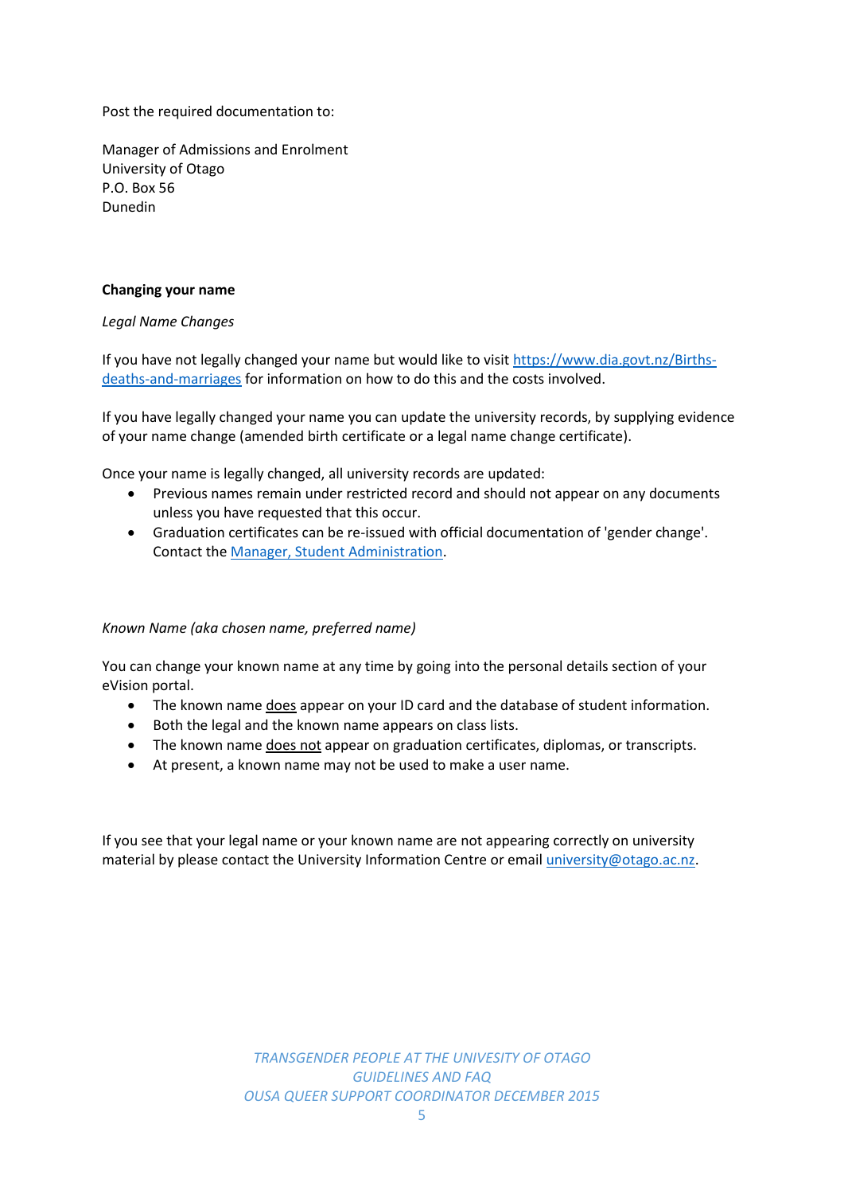Post the required documentation to:

Manager of Admissions and Enrolment
University of Otago
P.O. Box 56
Dunedin

**Changing your name**

*Legal Name Changes*

If you have not legally changed your name but would like to visit [https://www.dia.govt.nz/Births-deaths-and-marriages](https://www.dia.govt.nz/Births-deaths-and-marriages) for information on how to do this and the costs involved.

If you have legally changed your name you can update the university records, by supplying evidence of your name change (amended birth certificate or a legal name change certificate).

Once your name is legally changed, all university records are updated:

- Previous names remain under restricted record and should not appear on any documents unless you have requested that this occur.
- Graduation certificates can be re-issued with official documentation of 'gender change'. Contact the Manager, Student Administration.

*Known Name (aka chosen name, preferred name)*

You can change your known name at any time by going into the personal details section of your eVision portal.

- The known name <u>does</u> appear on your ID card and the database of student information.
- Both the legal and the known name appears on class lists.
- The known name <u>does not</u> appear on graduation certificates, diplomas, or transcripts.
- At present, a known name may not be used to make a user name.

If you see that your legal name or your known name are not appearing correctly on university material by please contact the University Information Centre or email [university@otago.ac.nz](mailto:university@otago.ac.nz).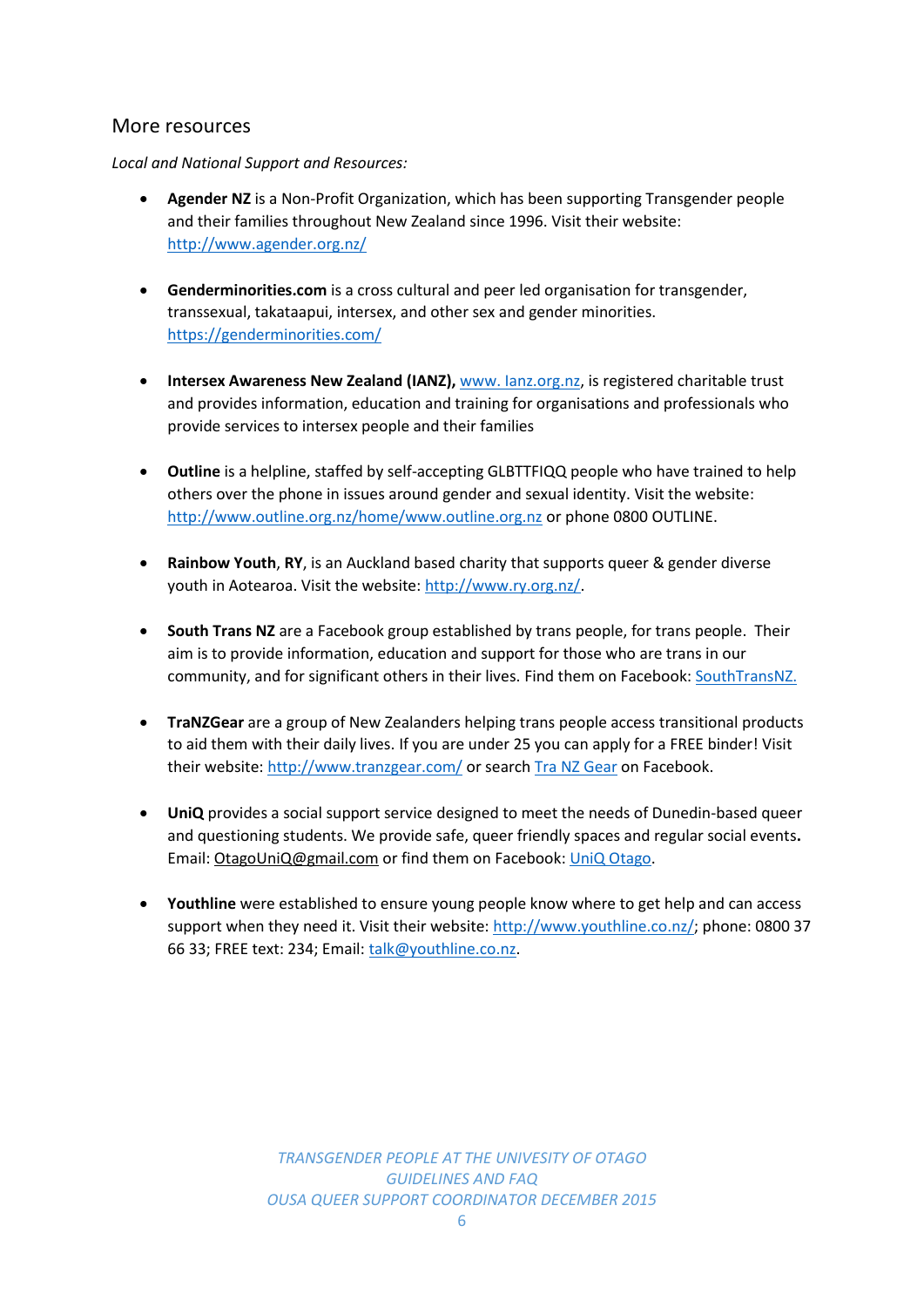## More resources

*Local and National Support and Resources:*

- **Agender NZ** is a Non-Profit Organization, which has been supporting Transgender people and their families throughout New Zealand since 1996. Visit their website: http://www.agender.org.nz/

- **Genderminorities.com** is a cross cultural and peer led organisation for transgender, transsexual, takataapui, intersex, and other sex and gender minorities. https://genderminorities.com/

- **Intersex Awareness New Zealand (IANZ),** www. Ianz.org.nz, is registered charitable trust and provides information, education and training for organisations and professionals who provide services to intersex people and their families

- **Outline** is a helpline, staffed by self-accepting GLBTTFIQQ people who have trained to help others over the phone in issues around gender and sexual identity. Visit the website: http://www.outline.org.nz/home/www.outline.org.nz or phone 0800 OUTLINE.

- **Rainbow Youth**, **RY**, is an Auckland based charity that supports queer & gender diverse youth in Aotearoa. Visit the website: http://www.ry.org.nz/.

- **South Trans NZ** are a Facebook group established by trans people, for trans people. Their aim is to provide information, education and support for those who are trans in our community, and for significant others in their lives. Find them on Facebook: SouthTransNZ.

- **TraNZGear** are a group of New Zealanders helping trans people access transitional products to aid them with their daily lives. If you are under 25 you can apply for a FREE binder! Visit their website: http://www.tranzgear.com/ or search Tra NZ Gear on Facebook.

- **UniQ** provides a social support service designed to meet the needs of Dunedin-based queer and questioning students. We provide safe, queer friendly spaces and regular social events**.** Email: OtagoUniQ@gmail.com or find them on Facebook: UniQ Otago.

- **Youthline** were established to ensure young people know where to get help and can access support when they need it. Visit their website: http://www.youthline.co.nz/; phone: 0800 37 66 33; FREE text: 234; Email: talk@youthline.co.nz.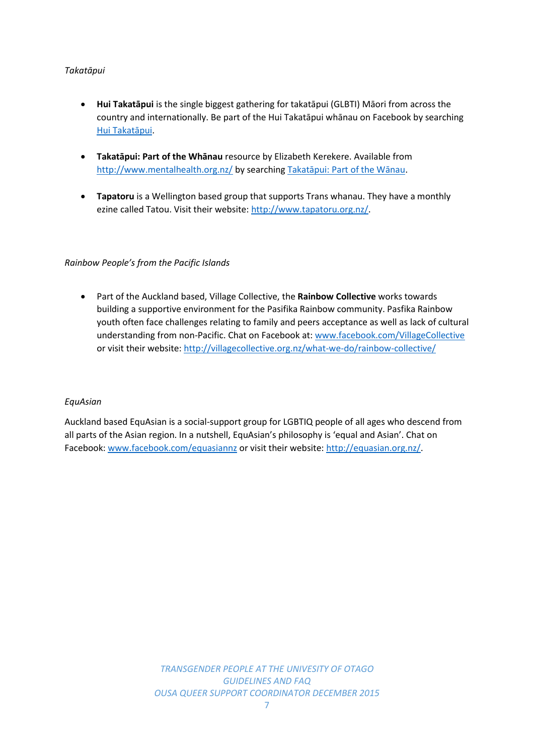*Takatāpui*

- **Hui Takatāpui** is the single biggest gathering for takatāpui (GLBTI) Māori from across the country and internationally. Be part of the Hui Takatāpui whānau on Facebook by searching Hui Takatāpui.

- **Takatāpui: Part of the Whānau** resource by Elizabeth Kerekere. Available from http://www.mentalhealth.org.nz/ by searching Takatāpui: Part of the Wānau.

- **Tapatoru** is a Wellington based group that supports Trans whanau. They have a monthly ezine called Tatou. Visit their website: http://www.tapatoru.org.nz/.

*Rainbow People's from the Pacific Islands*

- Part of the Auckland based, Village Collective, the **Rainbow Collective** works towards building a supportive environment for the Pasifika Rainbow community. Pasfika Rainbow youth often face challenges relating to family and peers acceptance as well as lack of cultural understanding from non-Pacific. Chat on Facebook at: www.facebook.com/VillageCollective or visit their website: http://villagecollective.org.nz/what-we-do/rainbow-collective/

*EquAsian*

Auckland based EquAsian is a social-support group for LGBTIQ people of all ages who descend from all parts of the Asian region. In a nutshell, EquAsian's philosophy is 'equal and Asian'. Chat on Facebook: www.facebook.com/equasiannz or visit their website: http://equasian.org.nz/.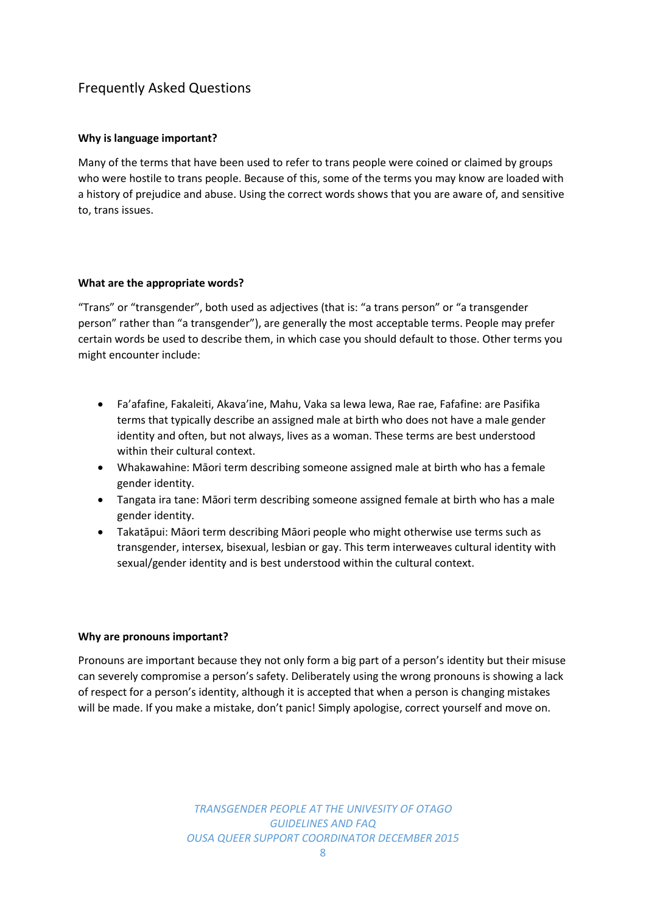## Frequently Asked Questions

**Why is language important?**

Many of the terms that have been used to refer to trans people were coined or claimed by groups who were hostile to trans people. Because of this, some of the terms you may know are loaded with a history of prejudice and abuse. Using the correct words shows that you are aware of, and sensitive to, trans issues.

**What are the appropriate words?**

"Trans" or "transgender", both used as adjectives (that is: "a trans person" or "a transgender person" rather than "a transgender"), are generally the most acceptable terms. People may prefer certain words be used to describe them, in which case you should default to those. Other terms you might encounter include:

- Fa'afafine, Fakaleiti, Akava'ine, Mahu, Vaka sa lewa lewa, Rae rae, Fafafine: are Pasifika terms that typically describe an assigned male at birth who does not have a male gender identity and often, but not always, lives as a woman. These terms are best understood within their cultural context.
- Whakawahine: Māori term describing someone assigned male at birth who has a female gender identity.
- Tangata ira tane: Māori term describing someone assigned female at birth who has a male gender identity.
- Takatāpui: Māori term describing Māori people who might otherwise use terms such as transgender, intersex, bisexual, lesbian or gay. This term interweaves cultural identity with sexual/gender identity and is best understood within the cultural context.

**Why are pronouns important?**

Pronouns are important because they not only form a big part of a person's identity but their misuse can severely compromise a person's safety. Deliberately using the wrong pronouns is showing a lack of respect for a person's identity, although it is accepted that when a person is changing mistakes will be made. If you make a mistake, don't panic! Simply apologise, correct yourself and move on.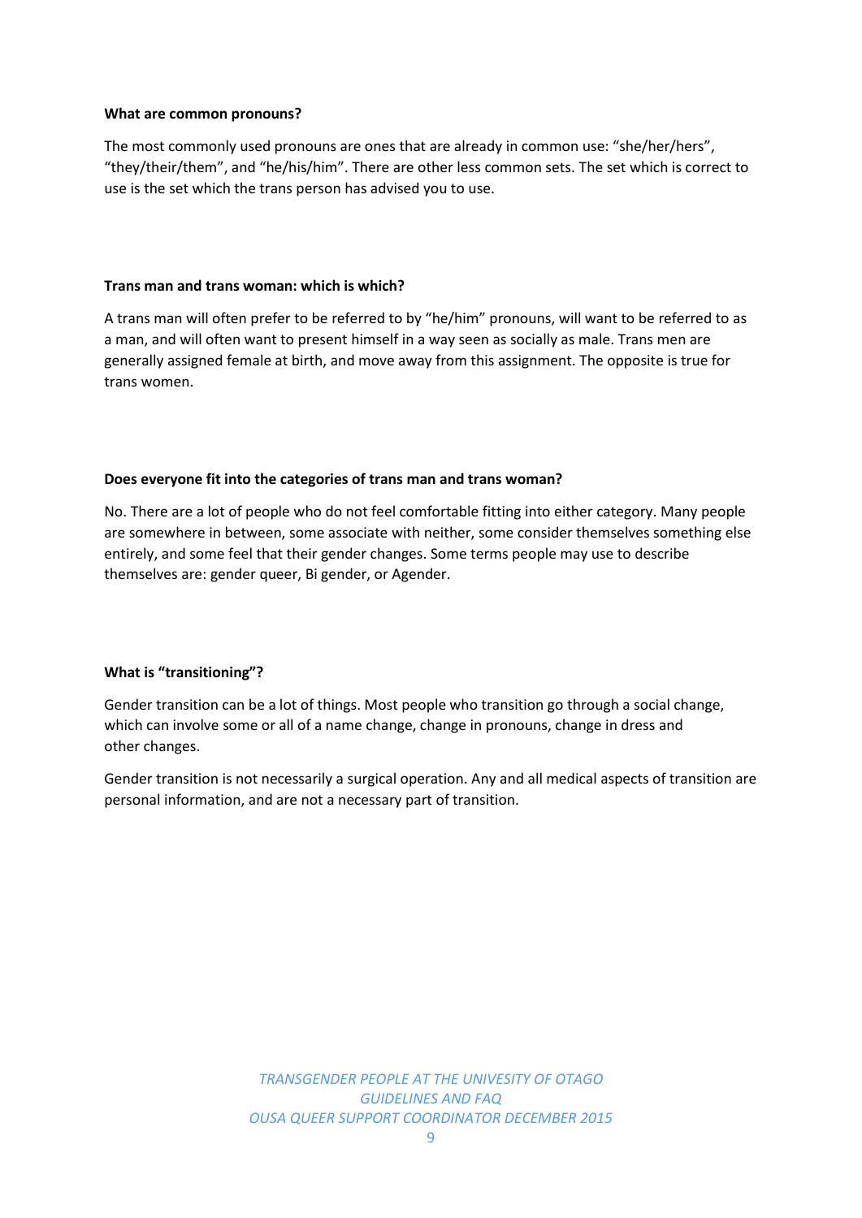**What are common pronouns?**

The most commonly used pronouns are ones that are already in common use: “she/her/hers”, “they/their/them”, and “he/his/him”. There are other less common sets. The set which is correct to use is the set which the trans person has advised you to use.

**Trans man and trans woman: which is which?**

A trans man will often prefer to be referred to by “he/him” pronouns, will want to be referred to as a man, and will often want to present himself in a way seen as socially as male. Trans men are generally assigned female at birth, and move away from this assignment. The opposite is true for trans women.

**Does everyone fit into the categories of trans man and trans woman?**

No. There are a lot of people who do not feel comfortable fitting into either category. Many people are somewhere in between, some associate with neither, some consider themselves something else entirely, and some feel that their gender changes. Some terms people may use to describe themselves are: gender queer, Bi gender, or Agender.

**What is “transitioning”?**

Gender transition can be a lot of things. Most people who transition go through a social change, which can involve some or all of a name change, change in pronouns, change in dress and other changes.

Gender transition is not necessarily a surgical operation. Any and all medical aspects of transition are personal information, and are not a necessary part of transition.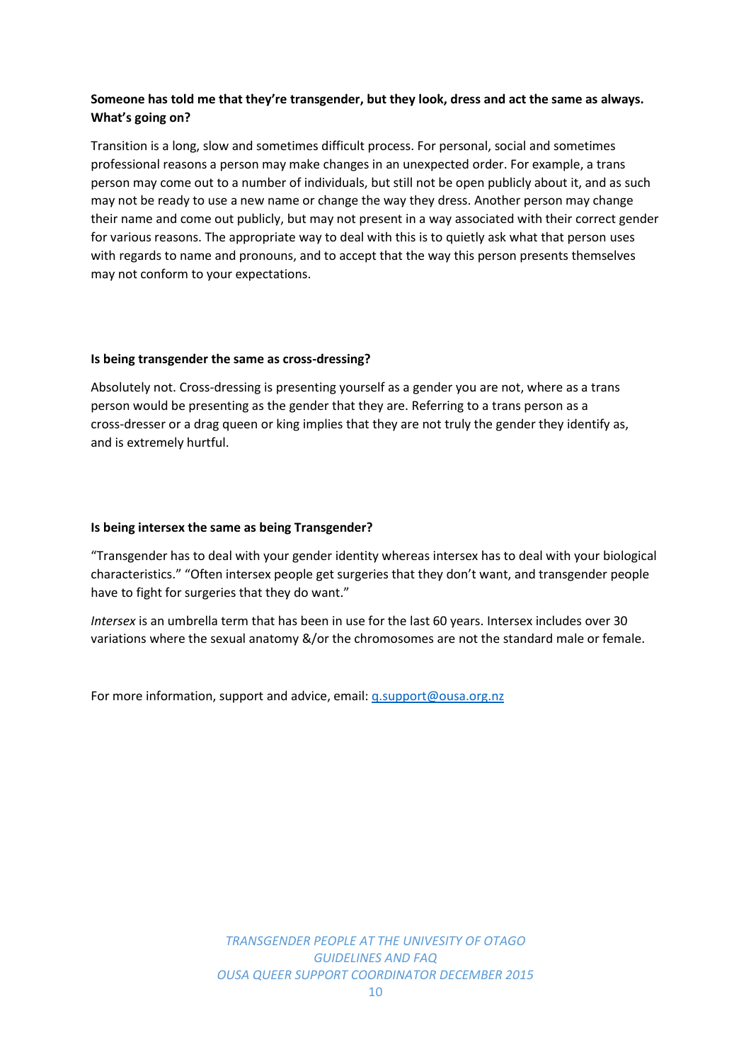**Someone has told me that they're transgender, but they look, dress and act the same as always. What's going on?**

Transition is a long, slow and sometimes difficult process. For personal, social and sometimes professional reasons a person may make changes in an unexpected order. For example, a trans person may come out to a number of individuals, but still not be open publicly about it, and as such may not be ready to use a new name or change the way they dress. Another person may change their name and come out publicly, but may not present in a way associated with their correct gender for various reasons. The appropriate way to deal with this is to quietly ask what that person uses with regards to name and pronouns, and to accept that the way this person presents themselves may not conform to your expectations.

**Is being transgender the same as cross-dressing?**

Absolutely not. Cross-dressing is presenting yourself as a gender you are not, where as a trans person would be presenting as the gender that they are. Referring to a trans person as a cross-dresser or a drag queen or king implies that they are not truly the gender they identify as, and is extremely hurtful.

**Is being intersex the same as being Transgender?**

"Transgender has to deal with your gender identity whereas intersex has to deal with your biological characteristics." "Often intersex people get surgeries that they don't want, and transgender people have to fight for surgeries that they do want."

*Intersex* is an umbrella term that has been in use for the last 60 years. Intersex includes over 30 variations where the sexual anatomy &/or the chromosomes are not the standard male or female.

For more information, support and advice, email: q.support@ousa.org.nz